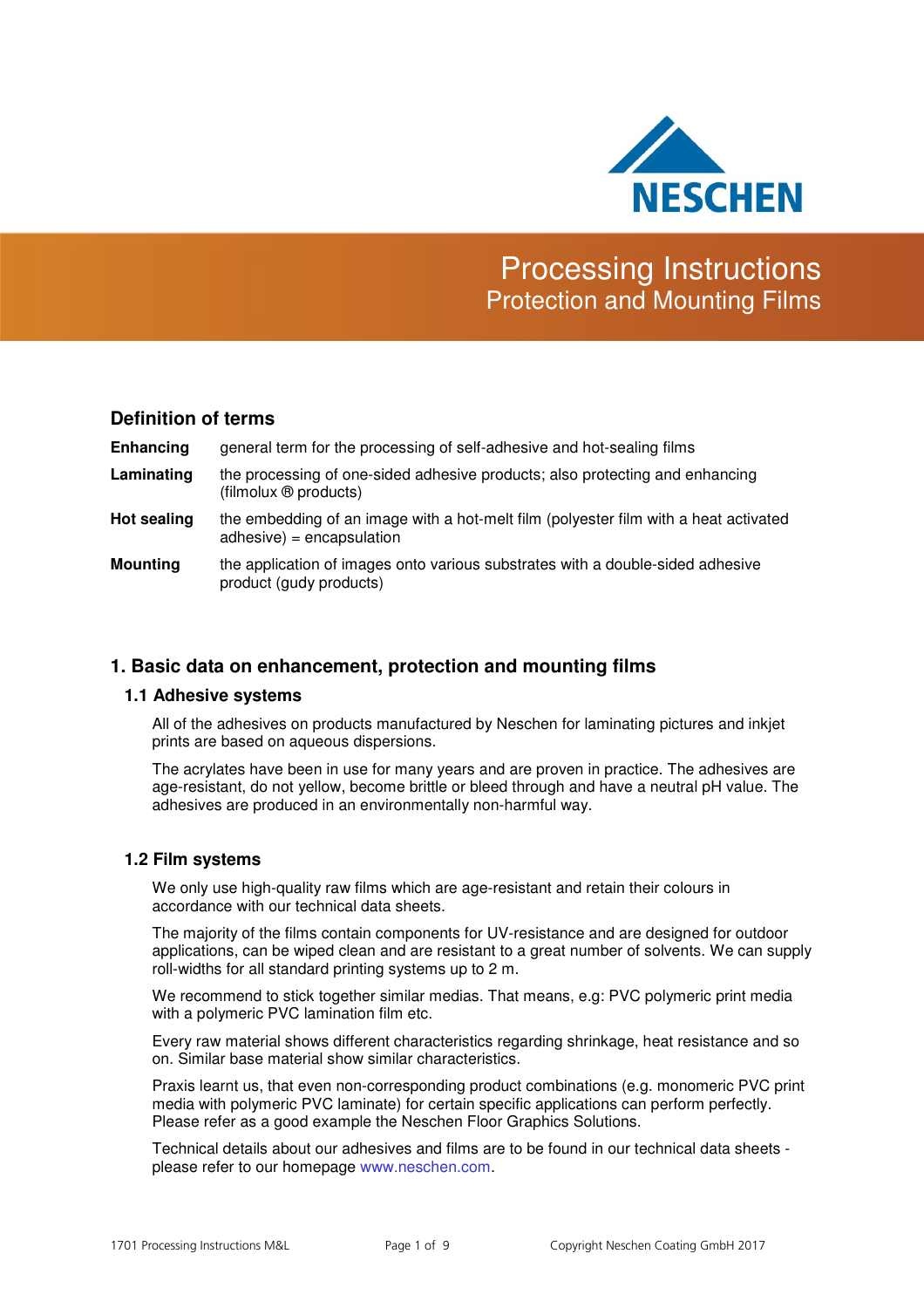NESCHEN

# Processing Instructions
## Protection and Mounting Films

## Definition of terms

**Enhancing** general term for the processing of self-adhesive and hot-sealing films

**Laminating** the processing of one-sided adhesive products; also protecting and enhancing (filmolux ® products)

**Hot sealing** the embedding of an image with a hot-melt film (polyester film with a heat activated adhesive) = encapsulation

**Mounting** the application of images onto various substrates with a double-sided adhesive product (gudy products)

## 1. Basic data on enhancement, protection and mounting films

### 1.1 Adhesive systems

All of the adhesives on products manufactured by Neschen for laminating pictures and inkjet prints are based on aqueous dispersions.

The acrylates have been in use for many years and are proven in practice. The adhesives are age-resistant, do not yellow, become brittle or bleed through and have a neutral pH value. The adhesives are produced in an environmentally non-harmful way.

### 1.2 Film systems

We only use high-quality raw films which are age-resistant and retain their colours in accordance with our technical data sheets.

The majority of the films contain components for UV-resistance and are designed for outdoor applications, can be wiped clean and are resistant to a great number of solvents. We can supply roll-widths for all standard printing systems up to 2 m.

We recommend to stick together similar medias. That means, e.g: PVC polymeric print media with a polymeric PVC lamination film etc.

Every raw material shows different characteristics regarding shrinkage, heat resistance and so on. Similar base material show similar characteristics.

Praxis learnt us, that even non-corresponding product combinations (e.g. monomeric PVC print media with polymeric PVC laminate) for certain specific applications can perform perfectly. Please refer as a good example the Neschen Floor Graphics Solutions.

Technical details about our adhesives and films are to be found in our technical data sheets - please refer to our homepage www.neschen.com.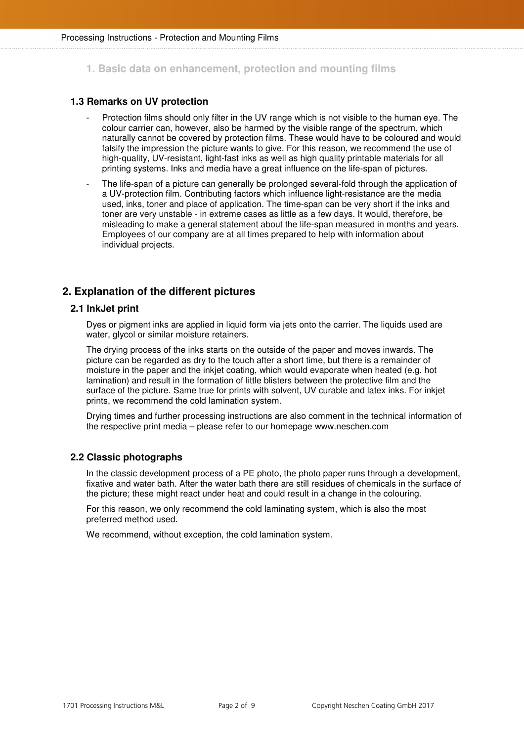## 1. Basic data on enhancement, protection and mounting films

### 1.3 Remarks on UV protection

- Protection films should only filter in the UV range which is not visible to the human eye. The colour carrier can, however, also be harmed by the visible range of the spectrum, which naturally cannot be covered by protection films. These would have to be coloured and would falsify the impression the picture wants to give. For this reason, we recommend the use of high-quality, UV-resistant, light-fast inks as well as high quality printable materials for all printing systems. Inks and media have a great influence on the life-span of pictures.
- The life-span of a picture can generally be prolonged several-fold through the application of a UV-protection film. Contributing factors which influence light-resistance are the media used, inks, toner and place of application. The time-span can be very short if the inks and toner are very unstable - in extreme cases as little as a few days. It would, therefore, be misleading to make a general statement about the life-span measured in months and years. Employees of our company are at all times prepared to help with information about individual projects.

## 2. Explanation of the different pictures

### 2.1 InkJet print

Dyes or pigment inks are applied in liquid form via jets onto the carrier. The liquids used are water, glycol or similar moisture retainers.

The drying process of the inks starts on the outside of the paper and moves inwards. The picture can be regarded as dry to the touch after a short time, but there is a remainder of moisture in the paper and the inkjet coating, which would evaporate when heated (e.g. hot lamination) and result in the formation of little blisters between the protective film and the surface of the picture. Same true for prints with solvent, UV curable and latex inks. For inkjet prints, we recommend the cold lamination system.

Drying times and further processing instructions are also comment in the technical information of the respective print media – please refer to our homepage www.neschen.com

### 2.2 Classic photographs

In the classic development process of a PE photo, the photo paper runs through a development, fixative and water bath. After the water bath there are still residues of chemicals in the surface of the picture; these might react under heat and could result in a change in the colouring.

For this reason, we only recommend the cold laminating system, which is also the most preferred method used.

We recommend, without exception, the cold lamination system.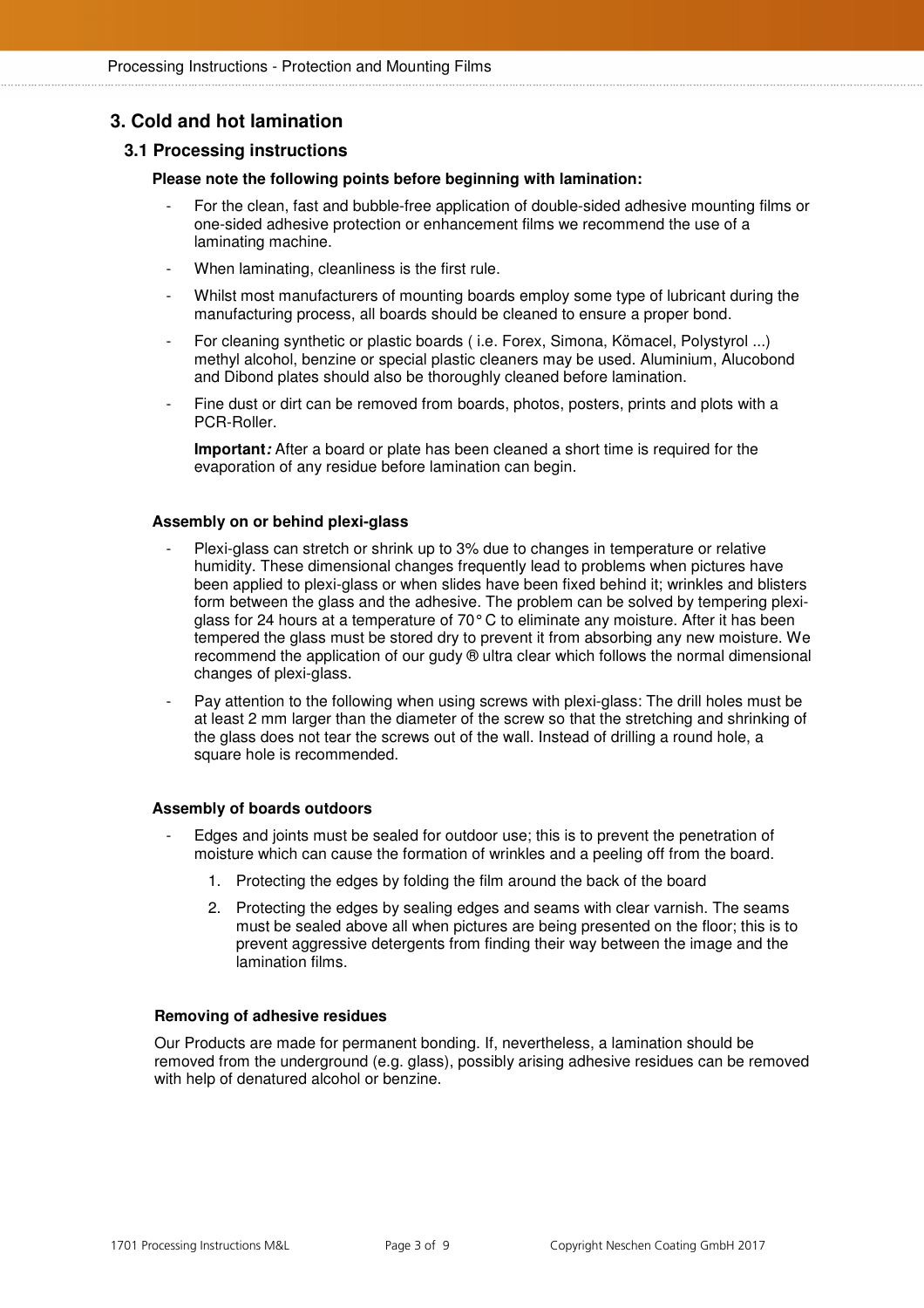## 3. Cold and hot lamination

### 3.1 Processing instructions

**Please note the following points before beginning with lamination:**

- For the clean, fast and bubble-free application of double-sided adhesive mounting films or one-sided adhesive protection or enhancement films we recommend the use of a laminating machine.
- When laminating, cleanliness is the first rule.
- Whilst most manufacturers of mounting boards employ some type of lubricant during the manufacturing process, all boards should be cleaned to ensure a proper bond.
- For cleaning synthetic or plastic boards ( i.e. Forex, Simona, Kömacel, Polystyrol ...) methyl alcohol, benzine or special plastic cleaners may be used. Aluminium, Alucobond and Dibond plates should also be thoroughly cleaned before lamination.
- Fine dust or dirt can be removed from boards, photos, posters, prints and plots with a PCR-Roller.

  **Important*:*** After a board or plate has been cleaned a short time is required for the evaporation of any residue before lamination can begin.

**Assembly on or behind plexi-glass**

- Plexi-glass can stretch or shrink up to 3% due to changes in temperature or relative humidity. These dimensional changes frequently lead to problems when pictures have been applied to plexi-glass or when slides have been fixed behind it; wrinkles and blisters form between the glass and the adhesive. The problem can be solved by tempering plexi-glass for 24 hours at a temperature of 70° C to eliminate any moisture. After it has been tempered the glass must be stored dry to prevent it from absorbing any new moisture. We recommend the application of our gudy ® ultra clear which follows the normal dimensional changes of plexi-glass.
- Pay attention to the following when using screws with plexi-glass: The drill holes must be at least 2 mm larger than the diameter of the screw so that the stretching and shrinking of the glass does not tear the screws out of the wall. Instead of drilling a round hole, a square hole is recommended.

**Assembly of boards outdoors**

- Edges and joints must be sealed for outdoor use; this is to prevent the penetration of moisture which can cause the formation of wrinkles and a peeling off from the board.
  1. Protecting the edges by folding the film around the back of the board
  2. Protecting the edges by sealing edges and seams with clear varnish. The seams must be sealed above all when pictures are being presented on the floor; this is to prevent aggressive detergents from finding their way between the image and the lamination films.

**Removing of adhesive residues**

Our Products are made for permanent bonding. If, nevertheless, a lamination should be removed from the underground (e.g. glass), possibly arising adhesive residues can be removed with help of denatured alcohol or benzine.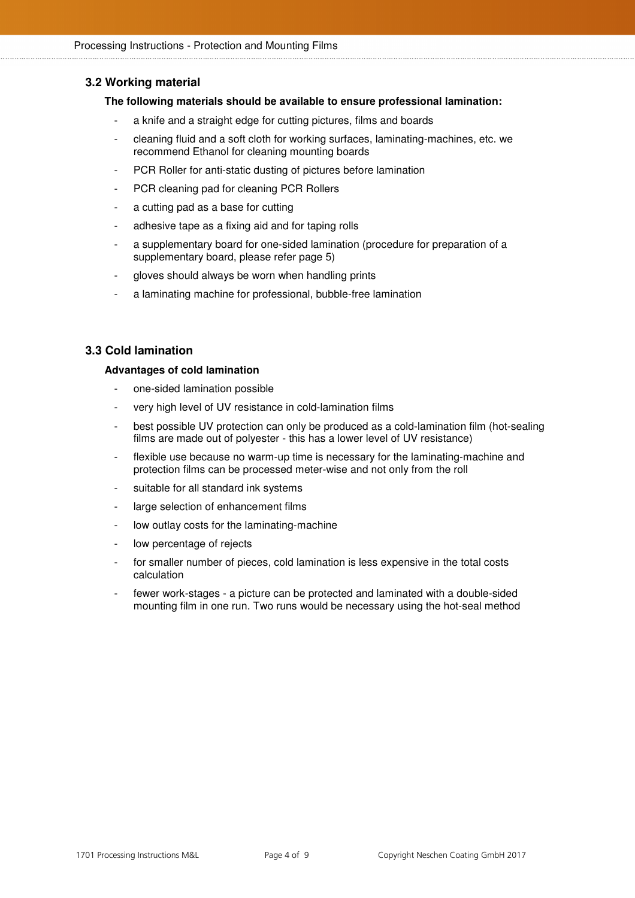### 3.2 Working material

**The following materials should be available to ensure professional lamination:**

- a knife and a straight edge for cutting pictures, films and boards
- cleaning fluid and a soft cloth for working surfaces, laminating-machines, etc. we recommend Ethanol for cleaning mounting boards
- PCR Roller for anti-static dusting of pictures before lamination
- PCR cleaning pad for cleaning PCR Rollers
- a cutting pad as a base for cutting
- adhesive tape as a fixing aid and for taping rolls
- a supplementary board for one-sided lamination (procedure for preparation of a supplementary board, please refer page 5)
- gloves should always be worn when handling prints
- a laminating machine for professional, bubble-free lamination

### 3.3 Cold lamination

**Advantages of cold lamination**

- one-sided lamination possible
- very high level of UV resistance in cold-lamination films
- best possible UV protection can only be produced as a cold-lamination film (hot-sealing films are made out of polyester - this has a lower level of UV resistance)
- flexible use because no warm-up time is necessary for the laminating-machine and protection films can be processed meter-wise and not only from the roll
- suitable for all standard ink systems
- large selection of enhancement films
- low outlay costs for the laminating-machine
- low percentage of rejects
- for smaller number of pieces, cold lamination is less expensive in the total costs calculation
- fewer work-stages - a picture can be protected and laminated with a double-sided mounting film in one run. Two runs would be necessary using the hot-seal method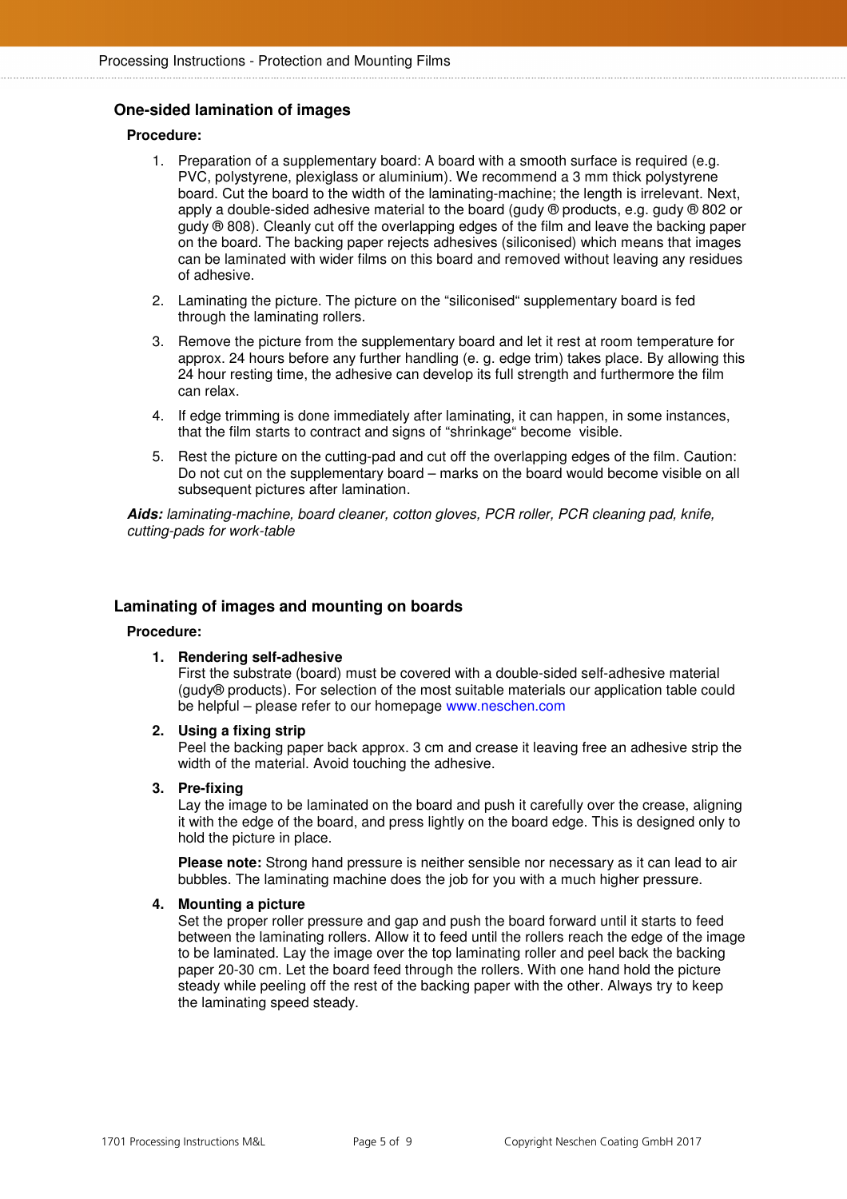## One-sided lamination of images

**Procedure:**

1. Preparation of a supplementary board: A board with a smooth surface is required (e.g. PVC, polystyrene, plexiglass or aluminium). We recommend a 3 mm thick polystyrene board. Cut the board to the width of the laminating-machine; the length is irrelevant. Next, apply a double-sided adhesive material to the board (gudy ® products, e.g. gudy ® 802 or gudy ® 808). Cleanly cut off the overlapping edges of the film and leave the backing paper on the board. The backing paper rejects adhesives (siliconised) which means that images can be laminated with wider films on this board and removed without leaving any residues of adhesive.
2. Laminating the picture. The picture on the "siliconised" supplementary board is fed through the laminating rollers.
3. Remove the picture from the supplementary board and let it rest at room temperature for approx. 24 hours before any further handling (e. g. edge trim) takes place. By allowing this 24 hour resting time, the adhesive can develop its full strength and furthermore the film can relax.
4. If edge trimming is done immediately after laminating, it can happen, in some instances, that the film starts to contract and signs of "shrinkage" become visible.
5. Rest the picture on the cutting-pad and cut off the overlapping edges of the film. Caution: Do not cut on the supplementary board – marks on the board would become visible on all subsequent pictures after lamination.

***Aids:*** *laminating-machine, board cleaner, cotton gloves, PCR roller, PCR cleaning pad, knife, cutting-pads for work-table*

## Laminating of images and mounting on boards

**Procedure:**

1. **Rendering self-adhesive**
   First the substrate (board) must be covered with a double-sided self-adhesive material (gudy® products). For selection of the most suitable materials our application table could be helpful – please refer to our homepage www.neschen.com
2. **Using a fixing strip**
   Peel the backing paper back approx. 3 cm and crease it leaving free an adhesive strip the width of the material. Avoid touching the adhesive.
3. **Pre-fixing**
   Lay the image to be laminated on the board and push it carefully over the crease, aligning it with the edge of the board, and press lightly on the board edge. This is designed only to hold the picture in place.

   **Please note:** Strong hand pressure is neither sensible nor necessary as it can lead to air bubbles. The laminating machine does the job for you with a much higher pressure.
4. **Mounting a picture**
   Set the proper roller pressure and gap and push the board forward until it starts to feed between the laminating rollers. Allow it to feed until the rollers reach the edge of the image to be laminated. Lay the image over the top laminating roller and peel back the backing paper 20-30 cm. Let the board feed through the rollers. With one hand hold the picture steady while peeling off the rest of the backing paper with the other. Always try to keep the laminating speed steady.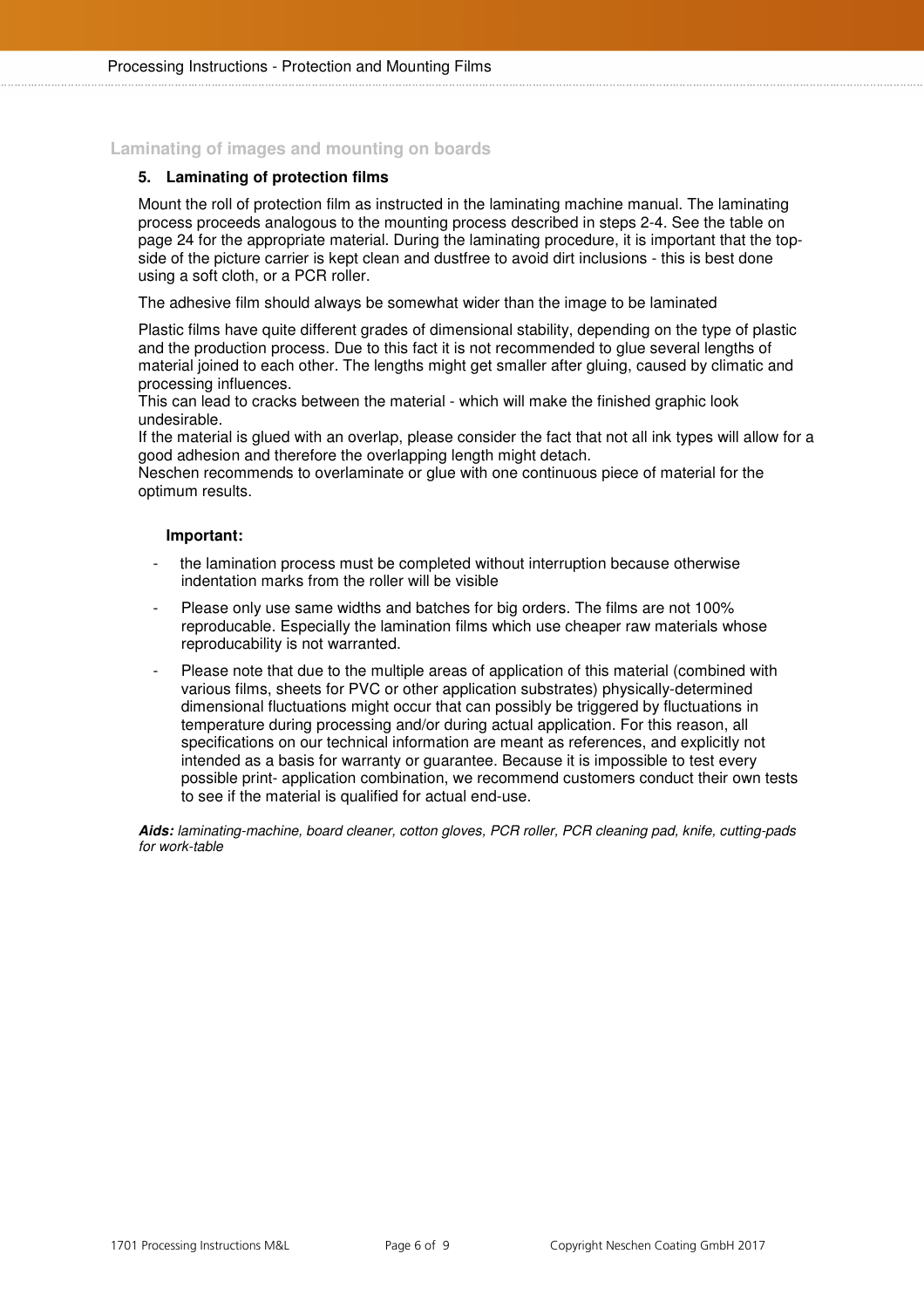## Laminating of images and mounting on boards

### 5. Laminating of protection films

Mount the roll of protection film as instructed in the laminating machine manual. The laminating process proceeds analogous to the mounting process described in steps 2-4. See the table on page 24 for the appropriate material. During the laminating procedure, it is important that the top-side of the picture carrier is kept clean and dustfree to avoid dirt inclusions - this is best done using a soft cloth, or a PCR roller.

The adhesive film should always be somewhat wider than the image to be laminated

Plastic films have quite different grades of dimensional stability, depending on the type of plastic and the production process. Due to this fact it is not recommended to glue several lengths of material joined to each other. The lengths might get smaller after gluing, caused by climatic and processing influences.
This can lead to cracks between the material - which will make the finished graphic look undesirable.
If the material is glued with an overlap, please consider the fact that not all ink types will allow for a good adhesion and therefore the overlapping length might detach.
Neschen recommends to overlaminate or glue with one continuous piece of material for the optimum results.

**Important:**

- the lamination process must be completed without interruption because otherwise indentation marks from the roller will be visible
- Please only use same widths and batches for big orders. The films are not 100% reproducable. Especially the lamination films which use cheaper raw materials whose reproducability is not warranted.
- Please note that due to the multiple areas of application of this material (combined with various films, sheets for PVC or other application substrates) physically-determined dimensional fluctuations might occur that can possibly be triggered by fluctuations in temperature during processing and/or during actual application. For this reason, all specifications on our technical information are meant as references, and explicitly not intended as a basis for warranty or guarantee. Because it is impossible to test every possible print- application combination, we recommend customers conduct their own tests to see if the material is qualified for actual end-use.

***Aids:*** *laminating-machine, board cleaner, cotton gloves, PCR roller, PCR cleaning pad, knife, cutting-pads for work-table*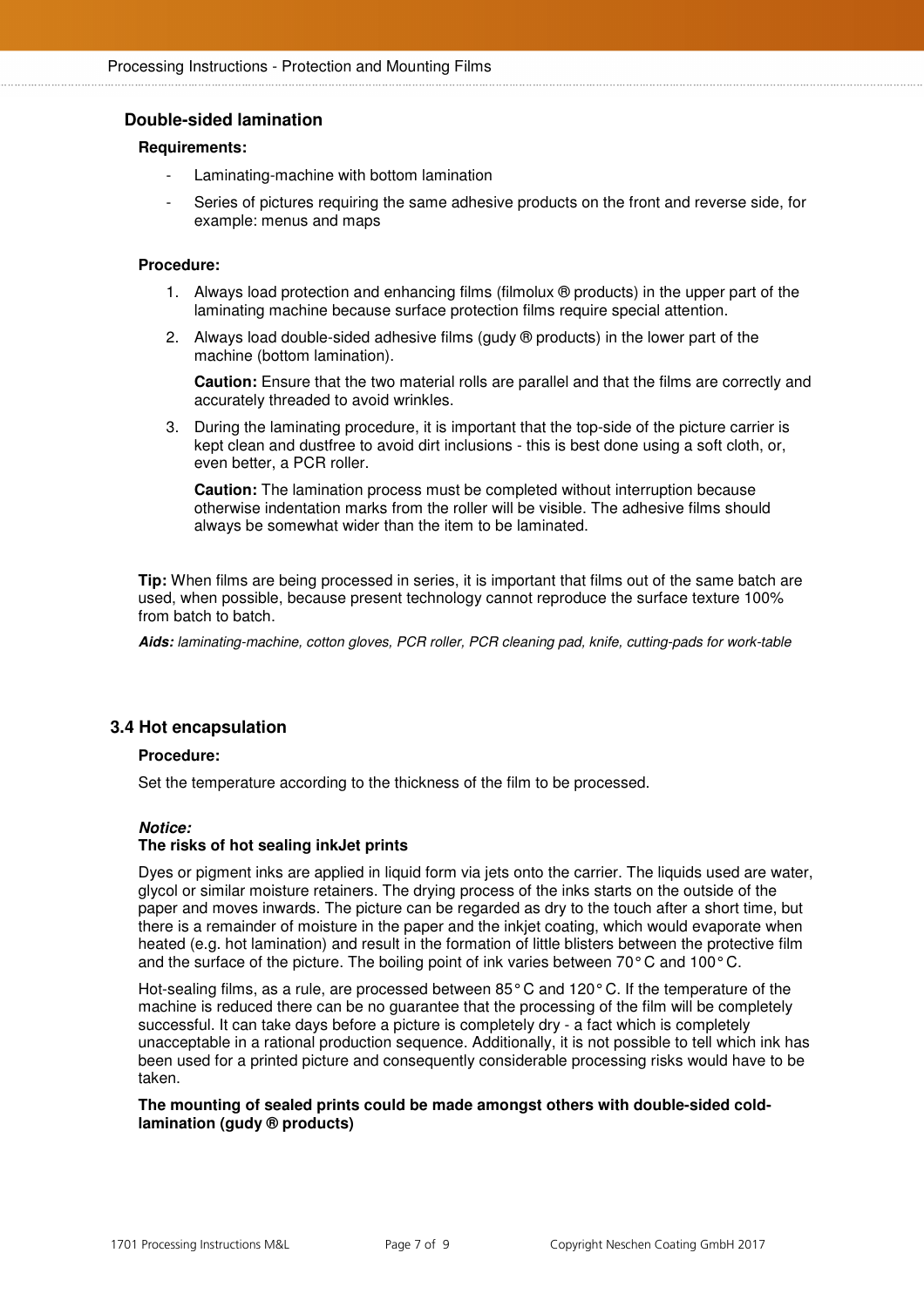### Double-sided lamination

**Requirements:**

- Laminating-machine with bottom lamination
- Series of pictures requiring the same adhesive products on the front and reverse side, for example: menus and maps

**Procedure:**

1. Always load protection and enhancing films (filmolux ® products) in the upper part of the laminating machine because surface protection films require special attention.
2. Always load double-sided adhesive films (gudy ® products) in the lower part of the machine (bottom lamination).

   **Caution:** Ensure that the two material rolls are parallel and that the films are correctly and accurately threaded to avoid wrinkles.
3. During the laminating procedure, it is important that the top-side of the picture carrier is kept clean and dustfree to avoid dirt inclusions - this is best done using a soft cloth, or, even better, a PCR roller.

   **Caution:** The lamination process must be completed without interruption because otherwise indentation marks from the roller will be visible. The adhesive films should always be somewhat wider than the item to be laminated.

**Tip:** When films are being processed in series, it is important that films out of the same batch are used, when possible, because present technology cannot reproduce the surface texture 100% from batch to batch.

***Aids:*** *laminating-machine, cotton gloves, PCR roller, PCR cleaning pad, knife, cutting-pads for work-table*

## 3.4 Hot encapsulation

**Procedure:**

Set the temperature according to the thickness of the film to be processed.

***Notice:***
**The risks of hot sealing inkJet prints**

Dyes or pigment inks are applied in liquid form via jets onto the carrier. The liquids used are water, glycol or similar moisture retainers. The drying process of the inks starts on the outside of the paper and moves inwards. The picture can be regarded as dry to the touch after a short time, but there is a remainder of moisture in the paper and the inkjet coating, which would evaporate when heated (e.g. hot lamination) and result in the formation of little blisters between the protective film and the surface of the picture. The boiling point of ink varies between 70° C and 100° C.

Hot-sealing films, as a rule, are processed between 85° C and 120° C. If the temperature of the machine is reduced there can be no guarantee that the processing of the film will be completely successful. It can take days before a picture is completely dry - a fact which is completely unacceptable in a rational production sequence. Additionally, it is not possible to tell which ink has been used for a printed picture and consequently considerable processing risks would have to be taken.

**The mounting of sealed prints could be made amongst others with double-sided cold-lamination (gudy ® products)**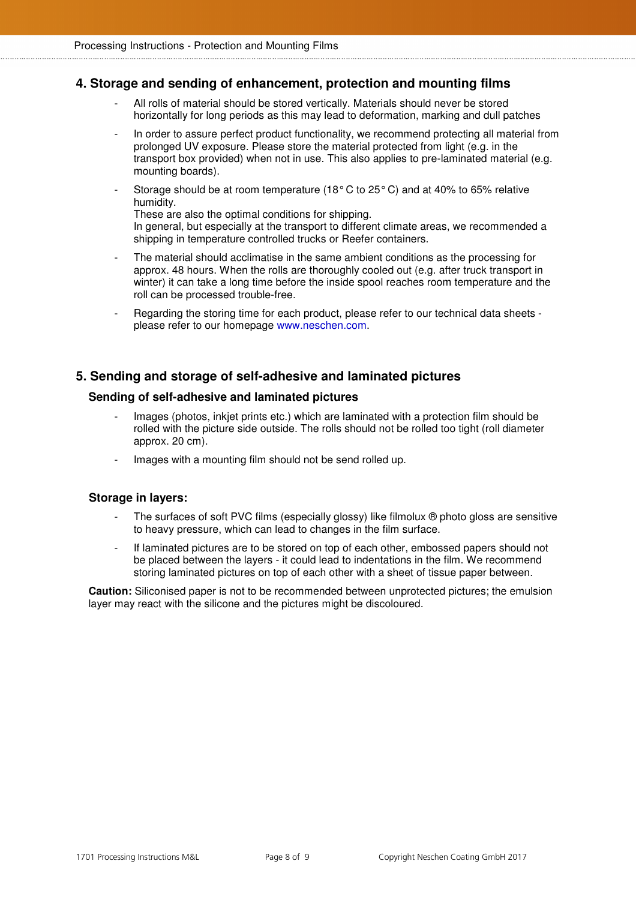## 4. Storage and sending of enhancement, protection and mounting films

- All rolls of material should be stored vertically. Materials should never be stored horizontally for long periods as this may lead to deformation, marking and dull patches
- In order to assure perfect product functionality, we recommend protecting all material from prolonged UV exposure. Please store the material protected from light (e.g. in the transport box provided) when not in use. This also applies to pre-laminated material (e.g. mounting boards).
- Storage should be at room temperature (18° C to 25° C) and at 40% to 65% relative humidity.
  These are also the optimal conditions for shipping.
  In general, but especially at the transport to different climate areas, we recommended a shipping in temperature controlled trucks or Reefer containers.
- The material should acclimatise in the same ambient conditions as the processing for approx. 48 hours. When the rolls are thoroughly cooled out (e.g. after truck transport in winter) it can take a long time before the inside spool reaches room temperature and the roll can be processed trouble-free.
- Regarding the storing time for each product, please refer to our technical data sheets - please refer to our homepage www.neschen.com.

## 5. Sending and storage of self-adhesive and laminated pictures

### Sending of self-adhesive and laminated pictures

- Images (photos, inkjet prints etc.) which are laminated with a protection film should be rolled with the picture side outside. The rolls should not be rolled too tight (roll diameter approx. 20 cm).
- Images with a mounting film should not be send rolled up.

### Storage in layers:

- The surfaces of soft PVC films (especially glossy) like filmolux ® photo gloss are sensitive to heavy pressure, which can lead to changes in the film surface.
- If laminated pictures are to be stored on top of each other, embossed papers should not be placed between the layers - it could lead to indentations in the film. We recommend storing laminated pictures on top of each other with a sheet of tissue paper between.

**Caution:** Siliconised paper is not to be recommended between unprotected pictures; the emulsion layer may react with the silicone and the pictures might be discoloured.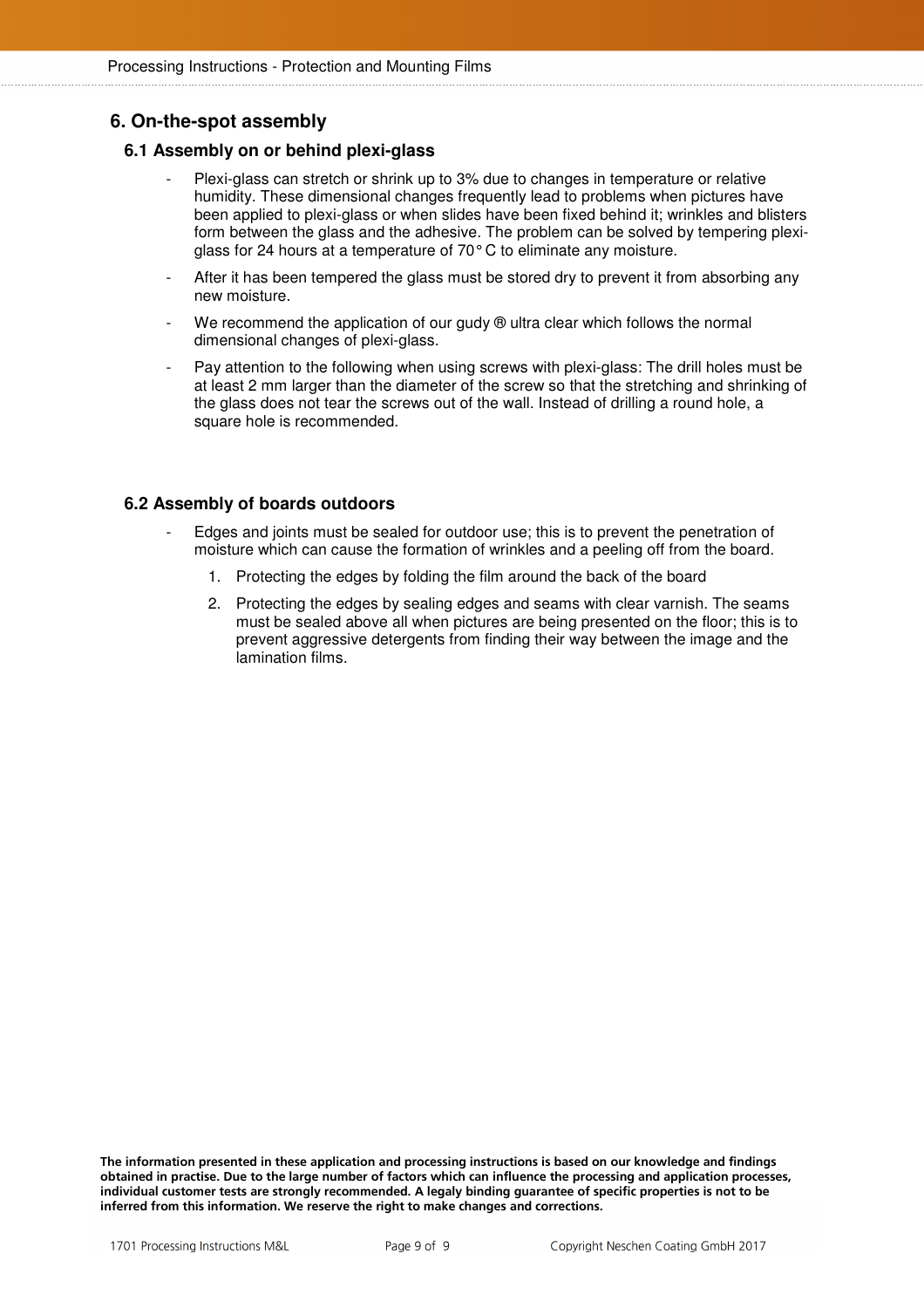## 6. On-the-spot assembly

### 6.1 Assembly on or behind plexi-glass

- Plexi-glass can stretch or shrink up to 3% due to changes in temperature or relative humidity. These dimensional changes frequently lead to problems when pictures have been applied to plexi-glass or when slides have been fixed behind it; wrinkles and blisters form between the glass and the adhesive. The problem can be solved by tempering plexi-glass for 24 hours at a temperature of 70° C to eliminate any moisture.
- After it has been tempered the glass must be stored dry to prevent it from absorbing any new moisture.
- We recommend the application of our gudy ® ultra clear which follows the normal dimensional changes of plexi-glass.
- Pay attention to the following when using screws with plexi-glass: The drill holes must be at least 2 mm larger than the diameter of the screw so that the stretching and shrinking of the glass does not tear the screws out of the wall. Instead of drilling a round hole, a square hole is recommended.

### 6.2 Assembly of boards outdoors

- Edges and joints must be sealed for outdoor use; this is to prevent the penetration of moisture which can cause the formation of wrinkles and a peeling off from the board.
  1. Protecting the edges by folding the film around the back of the board
  2. Protecting the edges by sealing edges and seams with clear varnish. The seams must be sealed above all when pictures are being presented on the floor; this is to prevent aggressive detergents from finding their way between the image and the lamination films.

**The information presented in these application and processing instructions is based on our knowledge and findings obtained in practise. Due to the large number of factors which can influence the processing and application processes, individual customer tests are strongly recommended. A legaly binding guarantee of specific properties is not to be inferred from this information. We reserve the right to make changes and corrections.**